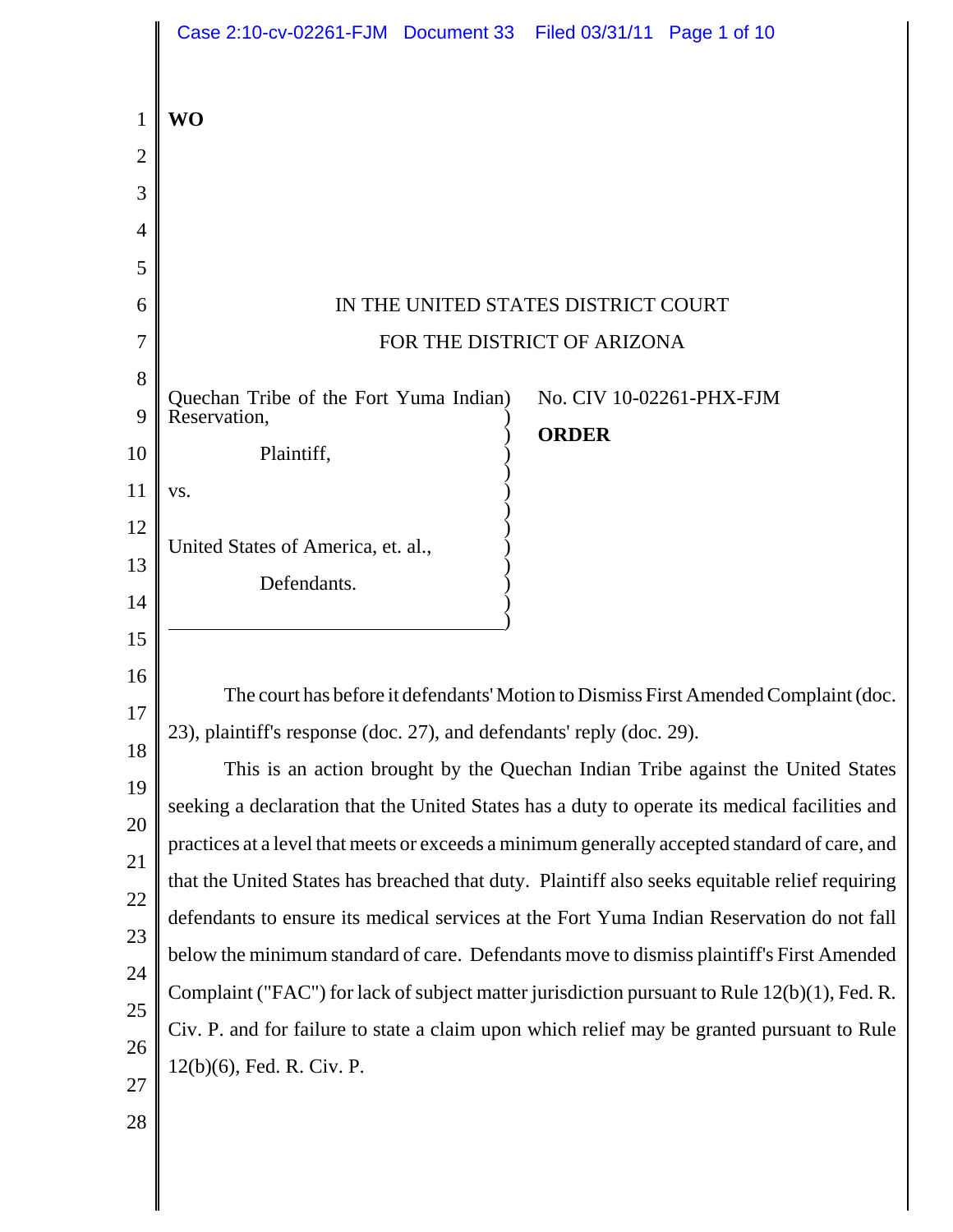**WO**

IN THE UNITED STATES DISTRICT COURT

FOR THE DISTRICT OF ARIZONA

Quechan Tribe of the Fort Yuma Indian Reservation,

Plaintiff,

vs.

United States of America, et. al.,

Defendants.

No. CIV 10-02261-PHX-FJM

**ORDER**

The court has before it defendants' Motion to Dismiss First Amended Complaint (doc. 23), plaintiff's response (doc. 27), and defendants' reply (doc. 29).

This is an action brought by the Quechan Indian Tribe against the United States seeking a declaration that the United States has a duty to operate its medical facilities and practices at a level that meets or exceeds a minimum generally accepted standard of care, and that the United States has breached that duty. Plaintiff also seeks equitable relief requiring defendants to ensure its medical services at the Fort Yuma Indian Reservation do not fall below the minimum standard of care. Defendants move to dismiss plaintiff's First Amended Complaint ("FAC") for lack of subject matter jurisdiction pursuant to Rule 12(b)(1), Fed. R. Civ. P. and for failure to state a claim upon which relief may be granted pursuant to Rule 12(b)(6), Fed. R. Civ. P.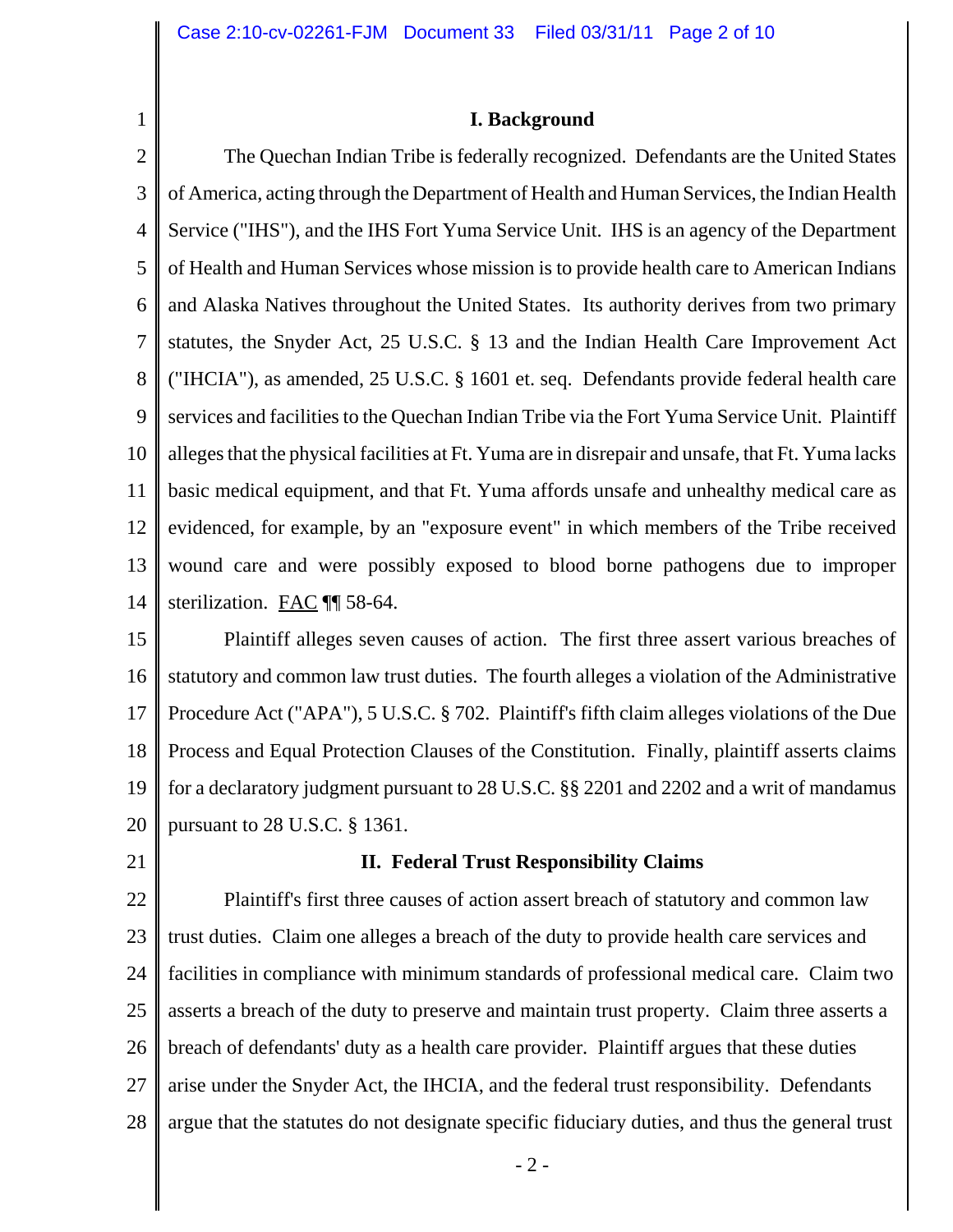## I. Background

The Quechan Indian Tribe is federally recognized. Defendants are the United States of America, acting through the Department of Health and Human Services, the Indian Health Service ("IHS"), and the IHS Fort Yuma Service Unit. IHS is an agency of the Department of Health and Human Services whose mission is to provide health care to American Indians and Alaska Natives throughout the United States. Its authority derives from two primary statutes, the Snyder Act, 25 U.S.C. § 13 and the Indian Health Care Improvement Act ("IHCIA"), as amended, 25 U.S.C. § 1601 et. seq. Defendants provide federal health care services and facilities to the Quechan Indian Tribe via the Fort Yuma Service Unit. Plaintiff alleges that the physical facilities at Ft. Yuma are in disrepair and unsafe, that Ft. Yuma lacks basic medical equipment, and that Ft. Yuma affords unsafe and unhealthy medical care as evidenced, for example, by an "exposure event" in which members of the Tribe received wound care and were possibly exposed to blood borne pathogens due to improper sterilization. FAC ¶¶ 58-64.

Plaintiff alleges seven causes of action. The first three assert various breaches of statutory and common law trust duties. The fourth alleges a violation of the Administrative Procedure Act ("APA"), 5 U.S.C. § 702. Plaintiff's fifth claim alleges violations of the Due Process and Equal Protection Clauses of the Constitution. Finally, plaintiff asserts claims for a declaratory judgment pursuant to 28 U.S.C. §§ 2201 and 2202 and a writ of mandamus pursuant to 28 U.S.C. § 1361.

## II. Federal Trust Responsibility Claims

Plaintiff's first three causes of action assert breach of statutory and common law trust duties. Claim one alleges a breach of the duty to provide health care services and facilities in compliance with minimum standards of professional medical care. Claim two asserts a breach of the duty to preserve and maintain trust property. Claim three asserts a breach of defendants' duty as a health care provider. Plaintiff argues that these duties arise under the Snyder Act, the IHCIA, and the federal trust responsibility. Defendants argue that the statutes do not designate specific fiduciary duties, and thus the general trust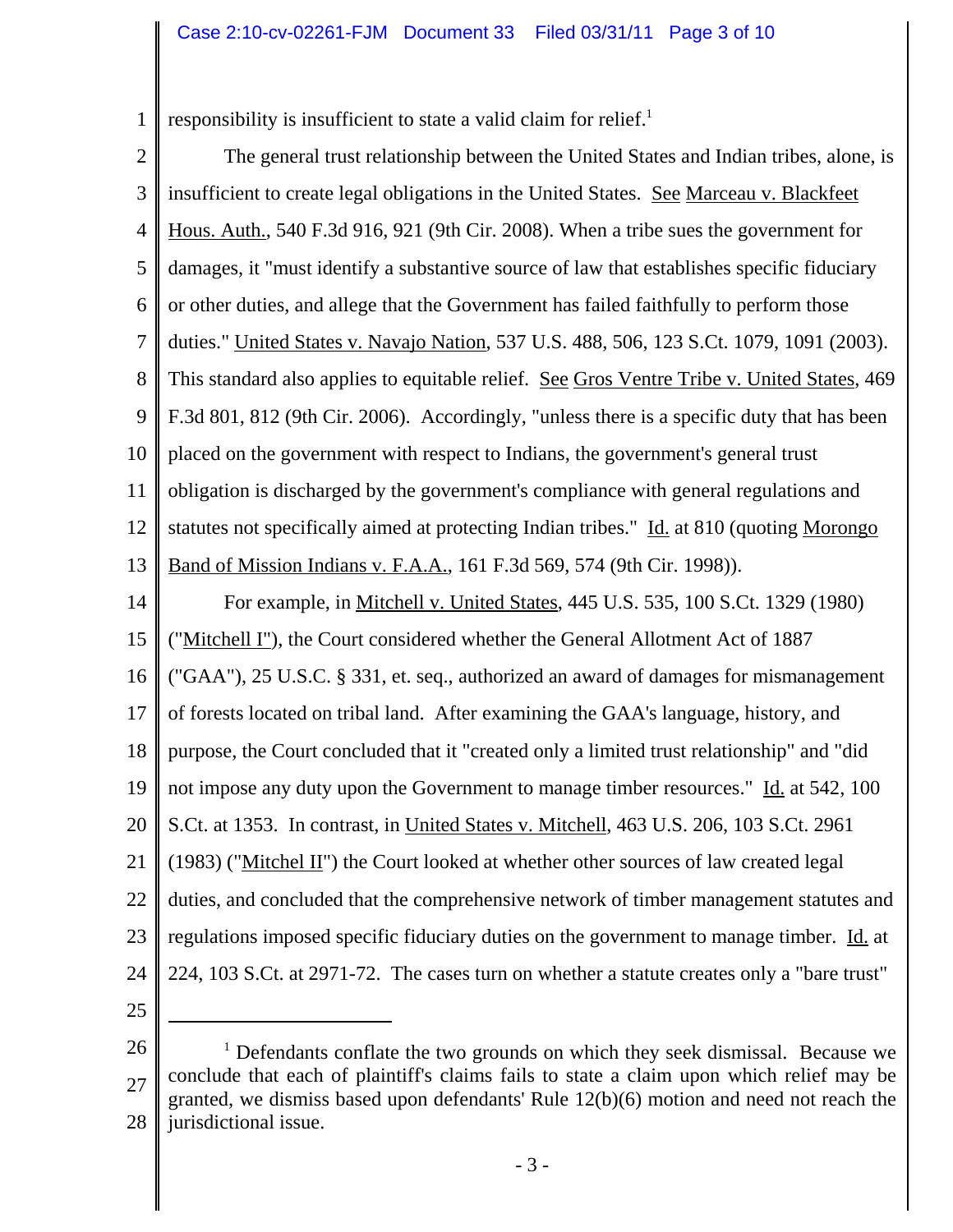responsibility is insufficient to state a valid claim for relief.[1]

The general trust relationship between the United States and Indian tribes, alone, is insufficient to create legal obligations in the United States. See Marceau v. Blackfeet Hous. Auth., 540 F.3d 916, 921 (9th Cir. 2008). When a tribe sues the government for damages, it "must identify a substantive source of law that establishes specific fiduciary or other duties, and allege that the Government has failed faithfully to perform those duties." United States v. Navajo Nation, 537 U.S. 488, 506, 123 S.Ct. 1079, 1091 (2003). This standard also applies to equitable relief. See Gros Ventre Tribe v. United States, 469 F.3d 801, 812 (9th Cir. 2006). Accordingly, "unless there is a specific duty that has been placed on the government with respect to Indians, the government's general trust obligation is discharged by the government's compliance with general regulations and statutes not specifically aimed at protecting Indian tribes." Id. at 810 (quoting Morongo Band of Mission Indians v. F.A.A., 161 F.3d 569, 574 (9th Cir. 1998)).

For example, in Mitchell v. United States, 445 U.S. 535, 100 S.Ct. 1329 (1980) ("Mitchell I"), the Court considered whether the General Allotment Act of 1887 ("GAA"), 25 U.S.C. § 331, et. seq., authorized an award of damages for mismanagement of forests located on tribal land. After examining the GAA's language, history, and purpose, the Court concluded that it "created only a limited trust relationship" and "did not impose any duty upon the Government to manage timber resources." Id. at 542, 100 S.Ct. at 1353. In contrast, in United States v. Mitchell, 463 U.S. 206, 103 S.Ct. 2961 (1983) ("Mitchel II") the Court looked at whether other sources of law created legal duties, and concluded that the comprehensive network of timber management statutes and regulations imposed specific fiduciary duties on the government to manage timber. Id. at 224, 103 S.Ct. at 2971-72. The cases turn on whether a statute creates only a "bare trust"

---

[1] Defendants conflate the two grounds on which they seek dismissal. Because we conclude that each of plaintiff's claims fails to state a claim upon which relief may be granted, we dismiss based upon defendants' Rule 12(b)(6) motion and need not reach the jurisdictional issue.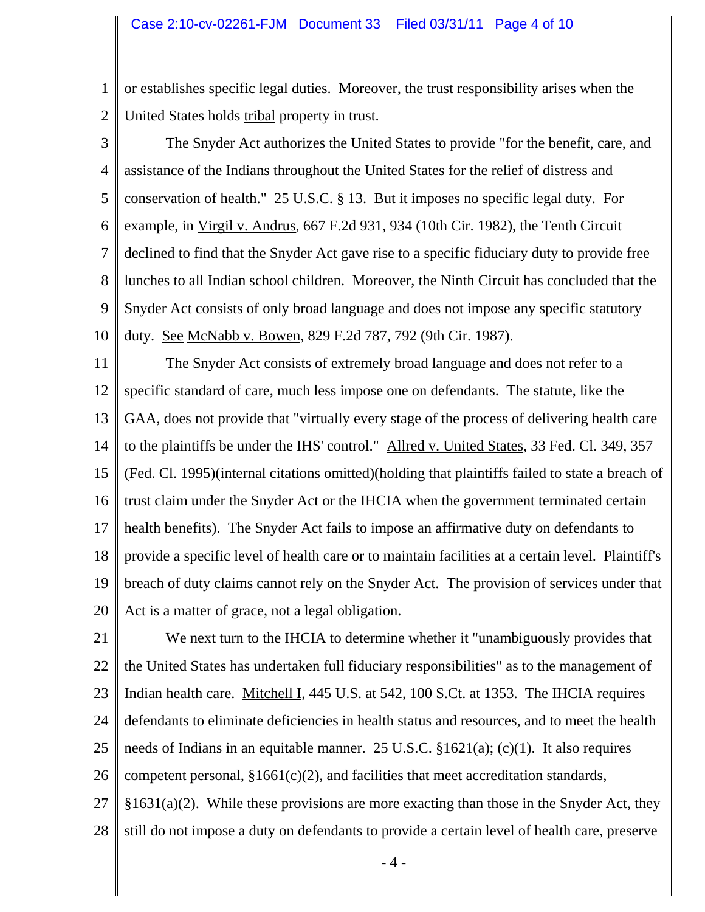or establishes specific legal duties. Moreover, the trust responsibility arises when the United States holds tribal property in trust.

The Snyder Act authorizes the United States to provide "for the benefit, care, and assistance of the Indians throughout the United States for the relief of distress and conservation of health." 25 U.S.C. § 13. But it imposes no specific legal duty. For example, in Virgil v. Andrus, 667 F.2d 931, 934 (10th Cir. 1982), the Tenth Circuit declined to find that the Snyder Act gave rise to a specific fiduciary duty to provide free lunches to all Indian school children. Moreover, the Ninth Circuit has concluded that the Snyder Act consists of only broad language and does not impose any specific statutory duty. See McNabb v. Bowen, 829 F.2d 787, 792 (9th Cir. 1987).

The Snyder Act consists of extremely broad language and does not refer to a specific standard of care, much less impose one on defendants. The statute, like the GAA, does not provide that "virtually every stage of the process of delivering health care to the plaintiffs be under the IHS' control." Allred v. United States, 33 Fed. Cl. 349, 357 (Fed. Cl. 1995)(internal citations omitted)(holding that plaintiffs failed to state a breach of trust claim under the Snyder Act or the IHCIA when the government terminated certain health benefits). The Snyder Act fails to impose an affirmative duty on defendants to provide a specific level of health care or to maintain facilities at a certain level. Plaintiff's breach of duty claims cannot rely on the Snyder Act. The provision of services under that Act is a matter of grace, not a legal obligation.

We next turn to the IHCIA to determine whether it "unambiguously provides that the United States has undertaken full fiduciary responsibilities" as to the management of Indian health care. Mitchell I, 445 U.S. at 542, 100 S.Ct. at 1353. The IHCIA requires defendants to eliminate deficiencies in health status and resources, and to meet the health needs of Indians in an equitable manner. 25 U.S.C. §1621(a); (c)(1). It also requires competent personal, §1661(c)(2), and facilities that meet accreditation standards, §1631(a)(2). While these provisions are more exacting than those in the Snyder Act, they still do not impose a duty on defendants to provide a certain level of health care, preserve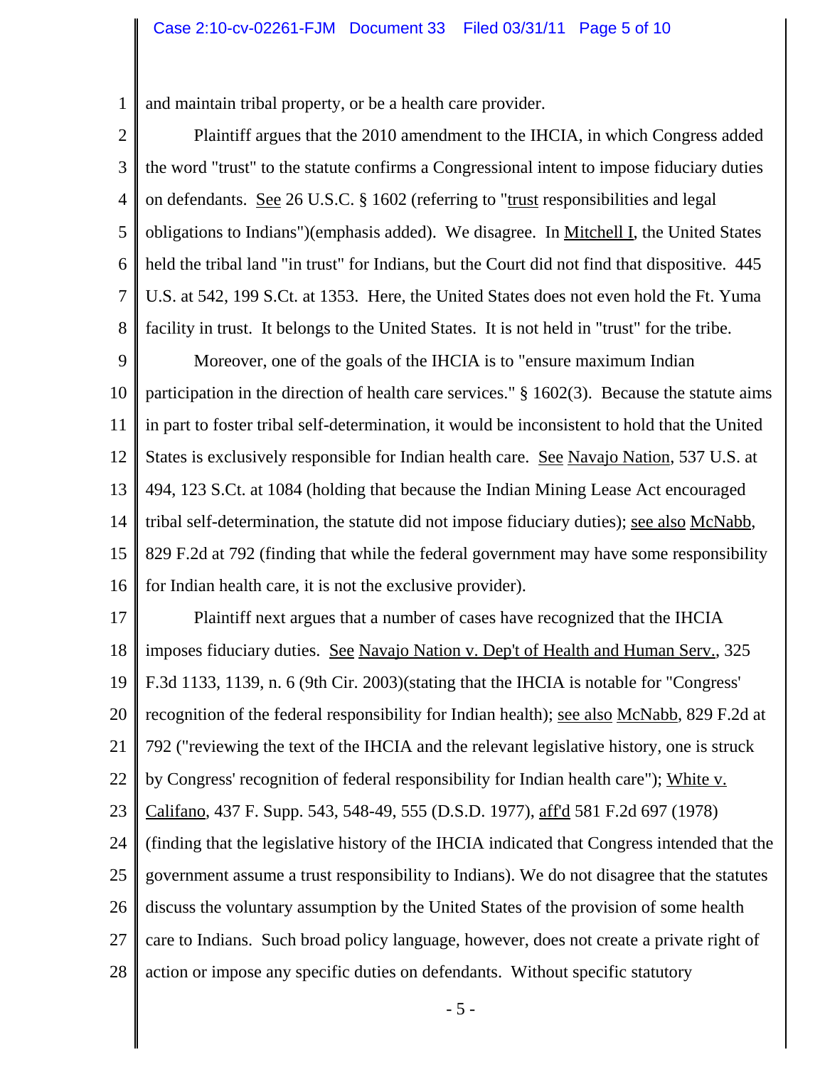and maintain tribal property, or be a health care provider.

Plaintiff argues that the 2010 amendment to the IHCIA, in which Congress added the word "trust" to the statute confirms a Congressional intent to impose fiduciary duties on defendants. See 26 U.S.C. § 1602 (referring to "trust responsibilities and legal obligations to Indians")(emphasis added). We disagree. In Mitchell I, the United States held the tribal land "in trust" for Indians, but the Court did not find that dispositive. 445 U.S. at 542, 199 S.Ct. at 1353. Here, the United States does not even hold the Ft. Yuma facility in trust. It belongs to the United States. It is not held in "trust" for the tribe.

Moreover, one of the goals of the IHCIA is to "ensure maximum Indian participation in the direction of health care services." § 1602(3). Because the statute aims in part to foster tribal self-determination, it would be inconsistent to hold that the United States is exclusively responsible for Indian health care. See Navajo Nation, 537 U.S. at 494, 123 S.Ct. at 1084 (holding that because the Indian Mining Lease Act encouraged tribal self-determination, the statute did not impose fiduciary duties); see also McNabb, 829 F.2d at 792 (finding that while the federal government may have some responsibility for Indian health care, it is not the exclusive provider).

Plaintiff next argues that a number of cases have recognized that the IHCIA imposes fiduciary duties. See Navajo Nation v. Dep't of Health and Human Serv., 325 F.3d 1133, 1139, n. 6 (9th Cir. 2003)(stating that the IHCIA is notable for "Congress' recognition of the federal responsibility for Indian health); see also McNabb, 829 F.2d at 792 ("reviewing the text of the IHCIA and the relevant legislative history, one is struck by Congress' recognition of federal responsibility for Indian health care"); White v. Califano, 437 F. Supp. 543, 548-49, 555 (D.S.D. 1977), aff'd 581 F.2d 697 (1978) (finding that the legislative history of the IHCIA indicated that Congress intended that the government assume a trust responsibility to Indians). We do not disagree that the statutes discuss the voluntary assumption by the United States of the provision of some health care to Indians. Such broad policy language, however, does not create a private right of action or impose any specific duties on defendants. Without specific statutory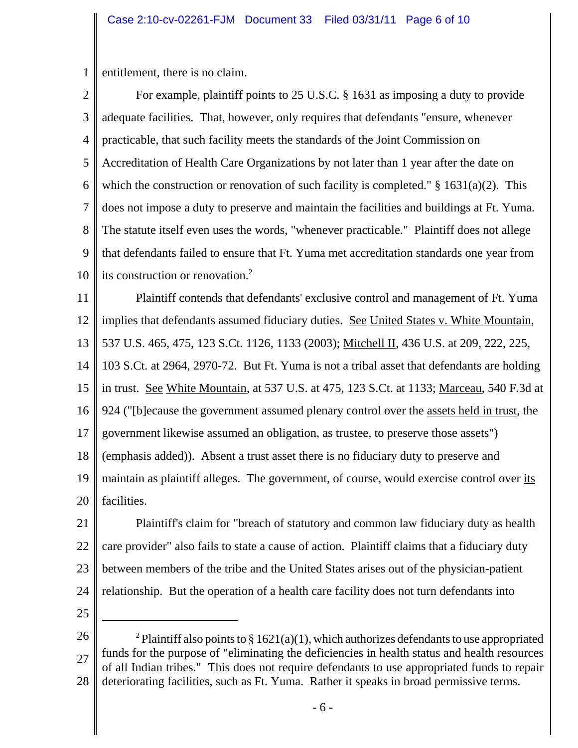entitlement, there is no claim.

For example, plaintiff points to 25 U.S.C. § 1631 as imposing a duty to provide adequate facilities. That, however, only requires that defendants "ensure, whenever practicable, that such facility meets the standards of the Joint Commission on Accreditation of Health Care Organizations by not later than 1 year after the date on which the construction or renovation of such facility is completed." § 1631(a)(2). This does not impose a duty to preserve and maintain the facilities and buildings at Ft. Yuma. The statute itself even uses the words, "whenever practicable." Plaintiff does not allege that defendants failed to ensure that Ft. Yuma met accreditation standards one year from its construction or renovation.[2]

Plaintiff contends that defendants' exclusive control and management of Ft. Yuma implies that defendants assumed fiduciary duties. See United States v. White Mountain, 537 U.S. 465, 475, 123 S.Ct. 1126, 1133 (2003); Mitchell II, 436 U.S. at 209, 222, 225, 103 S.Ct. at 2964, 2970-72. But Ft. Yuma is not a tribal asset that defendants are holding in trust. See White Mountain, at 537 U.S. at 475, 123 S.Ct. at 1133; Marceau, 540 F.3d at 924 ("[b]ecause the government assumed plenary control over the assets held in trust, the government likewise assumed an obligation, as trustee, to preserve those assets") (emphasis added)). Absent a trust asset there is no fiduciary duty to preserve and maintain as plaintiff alleges. The government, of course, would exercise control over its facilities.

Plaintiff's claim for "breach of statutory and common law fiduciary duty as health care provider" also fails to state a cause of action. Plaintiff claims that a fiduciary duty between members of the tribe and the United States arises out of the physician-patient relationship. But the operation of a health care facility does not turn defendants into

---

[2] Plaintiff also points to § 1621(a)(1), which authorizes defendants to use appropriated funds for the purpose of "eliminating the deficiencies in health status and health resources of all Indian tribes." This does not require defendants to use appropriated funds to repair deteriorating facilities, such as Ft. Yuma. Rather it speaks in broad permissive terms.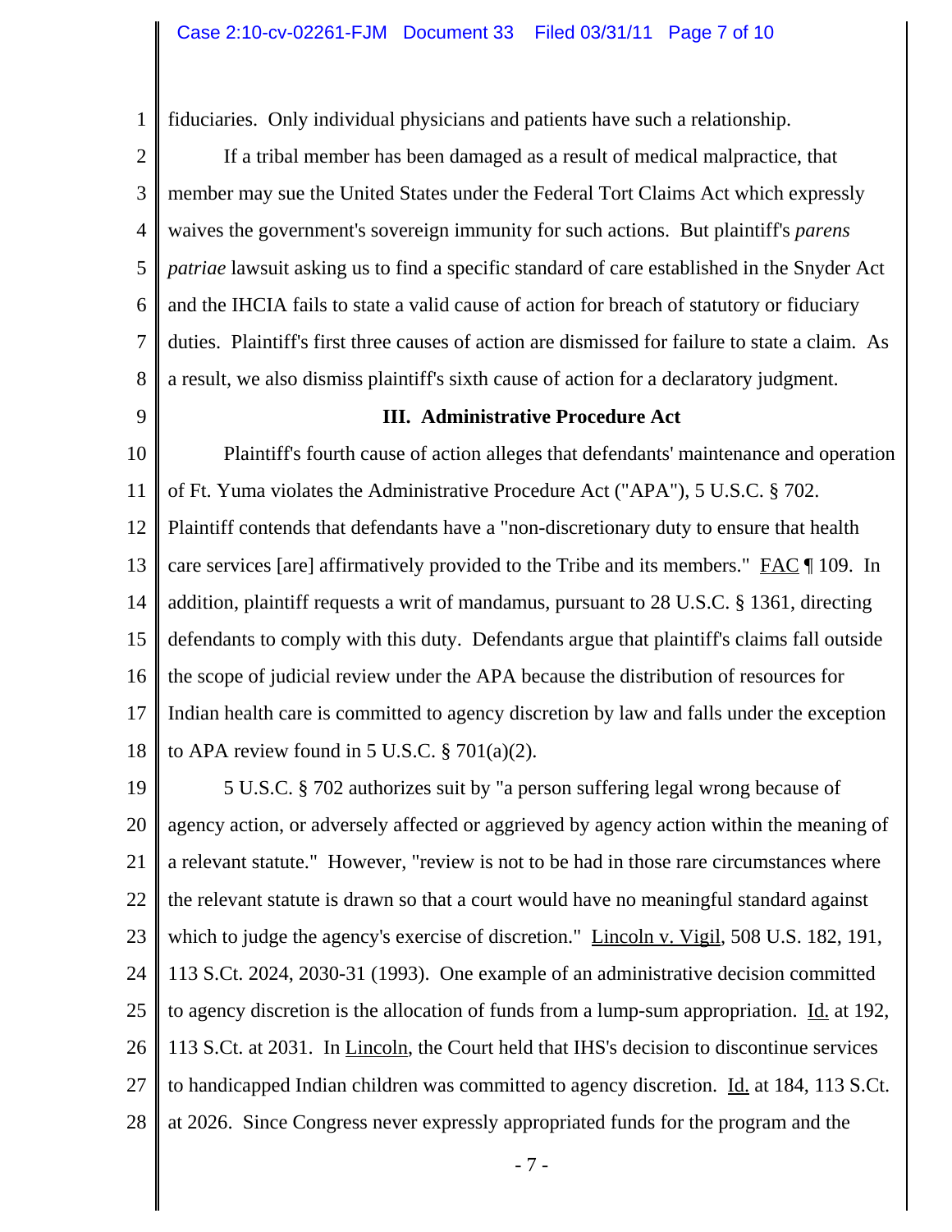fiduciaries. Only individual physicians and patients have such a relationship.

If a tribal member has been damaged as a result of medical malpractice, that member may sue the United States under the Federal Tort Claims Act which expressly waives the government's sovereign immunity for such actions. But plaintiff's *parens patriae* lawsuit asking us to find a specific standard of care established in the Snyder Act and the IHCIA fails to state a valid cause of action for breach of statutory or fiduciary duties. Plaintiff's first three causes of action are dismissed for failure to state a claim. As a result, we also dismiss plaintiff's sixth cause of action for a declaratory judgment.

### III. Administrative Procedure Act

Plaintiff's fourth cause of action alleges that defendants' maintenance and operation of Ft. Yuma violates the Administrative Procedure Act ("APA"), 5 U.S.C. § 702. Plaintiff contends that defendants have a "non-discretionary duty to ensure that health care services [are] affirmatively provided to the Tribe and its members." FAC ¶ 109. In addition, plaintiff requests a writ of mandamus, pursuant to 28 U.S.C. § 1361, directing defendants to comply with this duty. Defendants argue that plaintiff's claims fall outside the scope of judicial review under the APA because the distribution of resources for Indian health care is committed to agency discretion by law and falls under the exception to APA review found in 5 U.S.C. § 701(a)(2).

5 U.S.C. § 702 authorizes suit by "a person suffering legal wrong because of agency action, or adversely affected or aggrieved by agency action within the meaning of a relevant statute." However, "review is not to be had in those rare circumstances where the relevant statute is drawn so that a court would have no meaningful standard against which to judge the agency's exercise of discretion." Lincoln v. Vigil, 508 U.S. 182, 191, 113 S.Ct. 2024, 2030-31 (1993). One example of an administrative decision committed to agency discretion is the allocation of funds from a lump-sum appropriation. Id. at 192, 113 S.Ct. at 2031. In Lincoln, the Court held that IHS's decision to discontinue services to handicapped Indian children was committed to agency discretion. Id. at 184, 113 S.Ct. at 2026. Since Congress never expressly appropriated funds for the program and the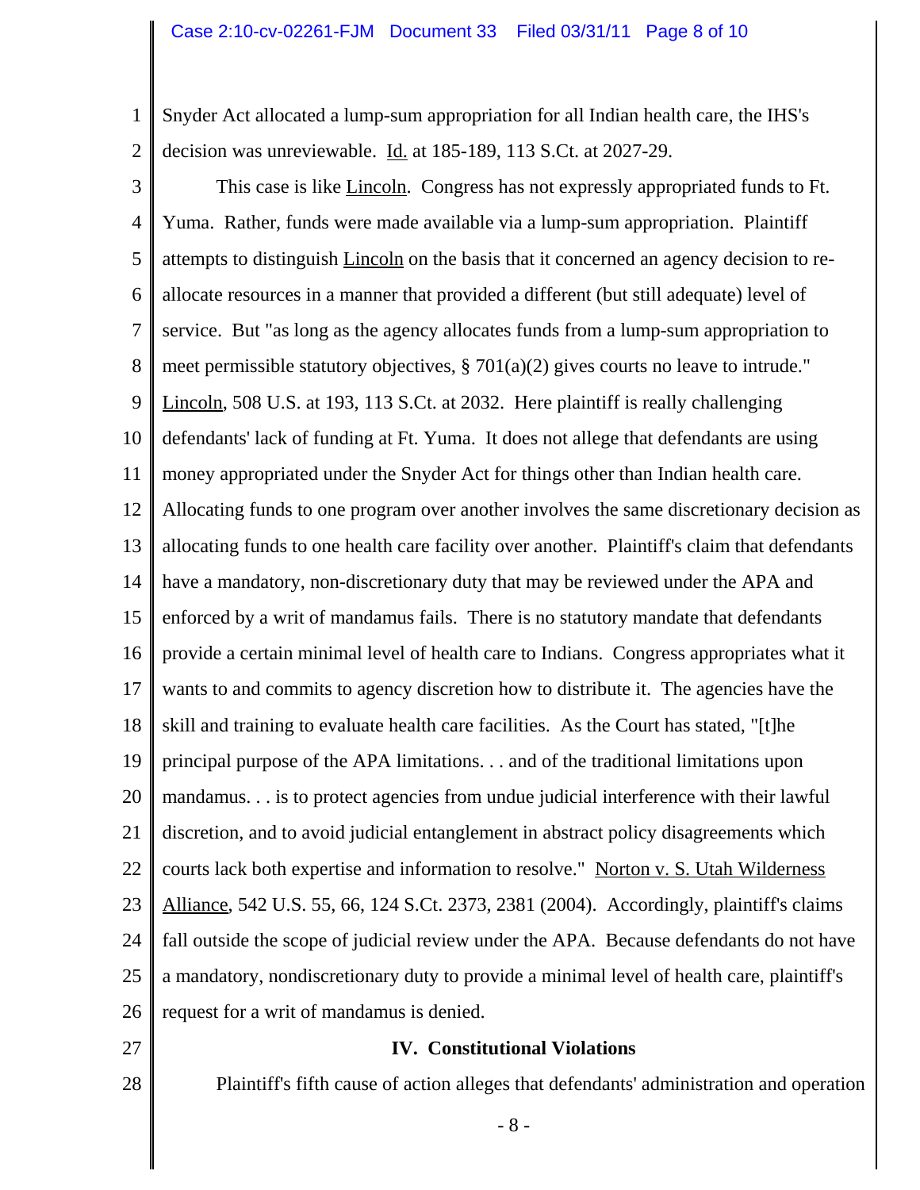Snyder Act allocated a lump-sum appropriation for all Indian health care, the IHS's decision was unreviewable. Id. at 185-189, 113 S.Ct. at 2027-29.

This case is like Lincoln. Congress has not expressly appropriated funds to Ft. Yuma. Rather, funds were made available via a lump-sum appropriation. Plaintiff attempts to distinguish Lincoln on the basis that it concerned an agency decision to re-allocate resources in a manner that provided a different (but still adequate) level of service. But "as long as the agency allocates funds from a lump-sum appropriation to meet permissible statutory objectives, § 701(a)(2) gives courts no leave to intrude." Lincoln, 508 U.S. at 193, 113 S.Ct. at 2032. Here plaintiff is really challenging defendants' lack of funding at Ft. Yuma. It does not allege that defendants are using money appropriated under the Snyder Act for things other than Indian health care. Allocating funds to one program over another involves the same discretionary decision as allocating funds to one health care facility over another. Plaintiff's claim that defendants have a mandatory, non-discretionary duty that may be reviewed under the APA and enforced by a writ of mandamus fails. There is no statutory mandate that defendants provide a certain minimal level of health care to Indians. Congress appropriates what it wants to and commits to agency discretion how to distribute it. The agencies have the skill and training to evaluate health care facilities. As the Court has stated, "[t]he principal purpose of the APA limitations. . . and of the traditional limitations upon mandamus. . . is to protect agencies from undue judicial interference with their lawful discretion, and to avoid judicial entanglement in abstract policy disagreements which courts lack both expertise and information to resolve." Norton v. S. Utah Wilderness Alliance, 542 U.S. 55, 66, 124 S.Ct. 2373, 2381 (2004). Accordingly, plaintiff's claims fall outside the scope of judicial review under the APA. Because defendants do not have a mandatory, nondiscretionary duty to provide a minimal level of health care, plaintiff's request for a writ of mandamus is denied.

## IV. Constitutional Violations

Plaintiff's fifth cause of action alleges that defendants' administration and operation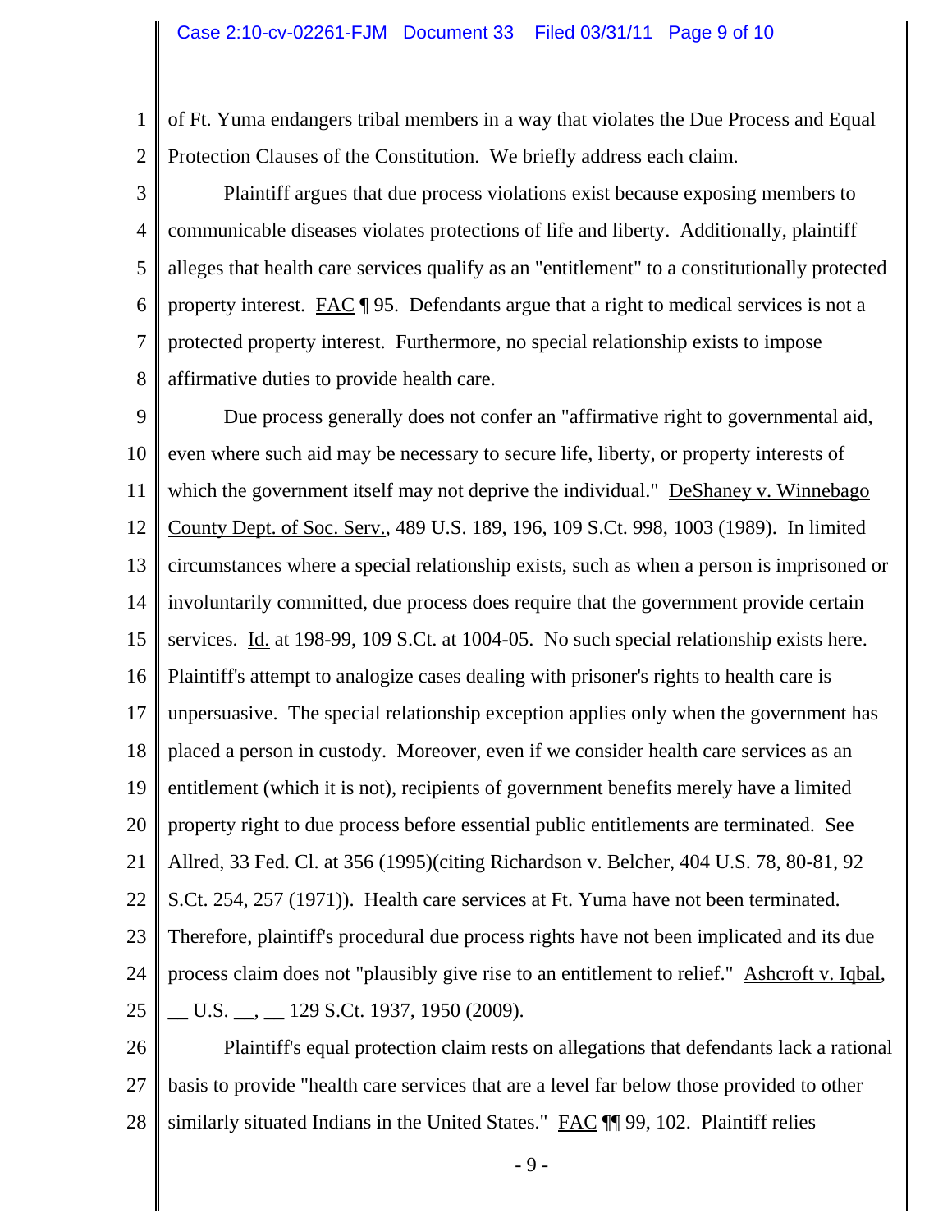of Ft. Yuma endangers tribal members in a way that violates the Due Process and Equal Protection Clauses of the Constitution. We briefly address each claim.

Plaintiff argues that due process violations exist because exposing members to communicable diseases violates protections of life and liberty. Additionally, plaintiff alleges that health care services qualify as an "entitlement" to a constitutionally protected property interest. FAC ¶ 95. Defendants argue that a right to medical services is not a protected property interest. Furthermore, no special relationship exists to impose affirmative duties to provide health care.

Due process generally does not confer an "affirmative right to governmental aid, even where such aid may be necessary to secure life, liberty, or property interests of which the government itself may not deprive the individual." DeShaney v. Winnebago County Dept. of Soc. Serv., 489 U.S. 189, 196, 109 S.Ct. 998, 1003 (1989). In limited circumstances where a special relationship exists, such as when a person is imprisoned or involuntarily committed, due process does require that the government provide certain services. Id. at 198-99, 109 S.Ct. at 1004-05. No such special relationship exists here. Plaintiff's attempt to analogize cases dealing with prisoner's rights to health care is unpersuasive. The special relationship exception applies only when the government has placed a person in custody. Moreover, even if we consider health care services as an entitlement (which it is not), recipients of government benefits merely have a limited property right to due process before essential public entitlements are terminated. See Allred, 33 Fed. Cl. at 356 (1995)(citing Richardson v. Belcher, 404 U.S. 78, 80-81, 92 S.Ct. 254, 257 (1971)). Health care services at Ft. Yuma have not been terminated. Therefore, plaintiff's procedural due process rights have not been implicated and its due process claim does not "plausibly give rise to an entitlement to relief." Ashcroft v. Iqbal, __ U.S. __, __ 129 S.Ct. 1937, 1950 (2009).

Plaintiff's equal protection claim rests on allegations that defendants lack a rational basis to provide "health care services that are a level far below those provided to other similarly situated Indians in the United States." FAC ¶¶ 99, 102. Plaintiff relies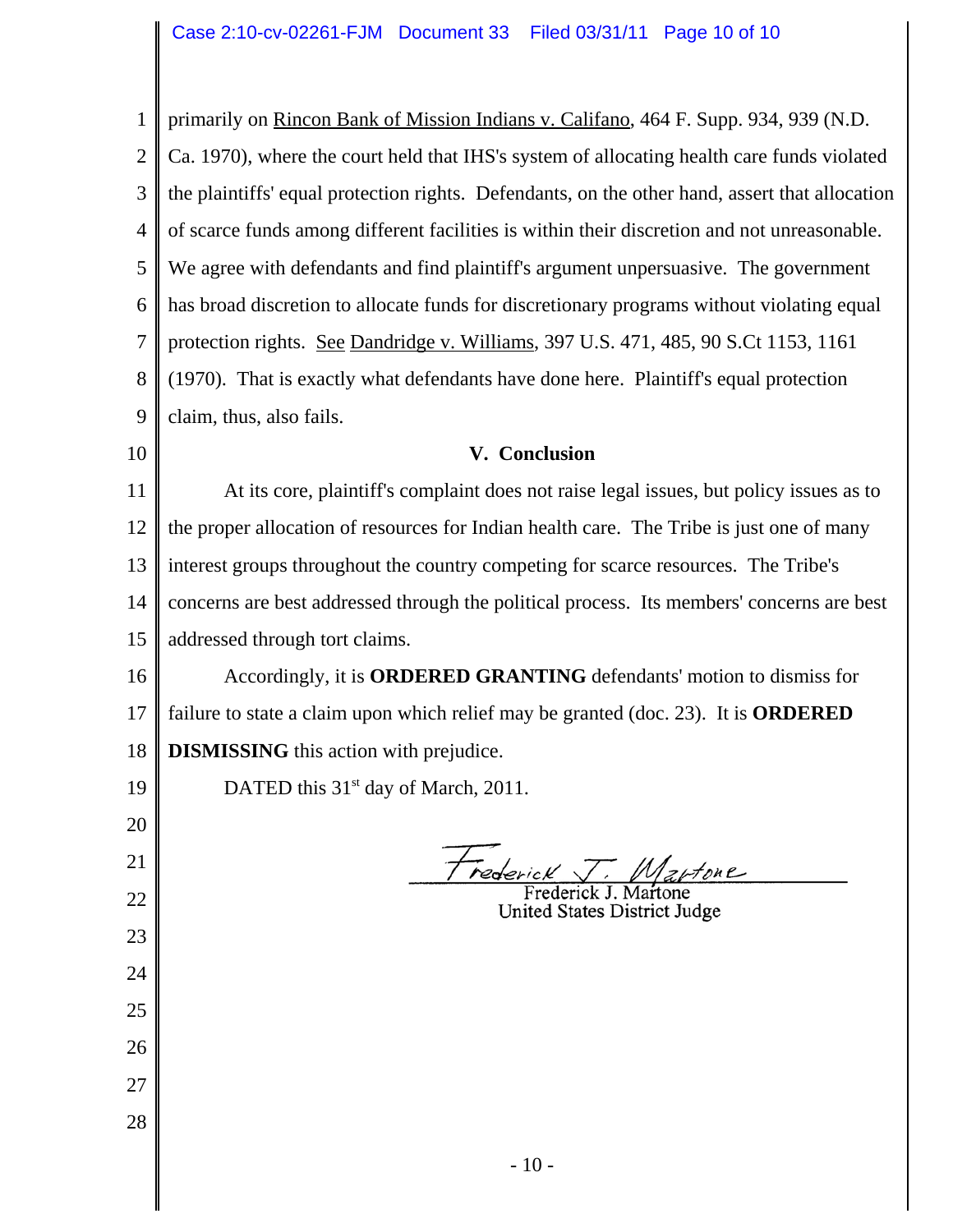primarily on Rincon Bank of Mission Indians v. Califano, 464 F. Supp. 934, 939 (N.D. Ca. 1970), where the court held that IHS's system of allocating health care funds violated the plaintiffs' equal protection rights. Defendants, on the other hand, assert that allocation of scarce funds among different facilities is within their discretion and not unreasonable. We agree with defendants and find plaintiff's argument unpersuasive. The government has broad discretion to allocate funds for discretionary programs without violating equal protection rights. See Dandridge v. Williams, 397 U.S. 471, 485, 90 S.Ct 1153, 1161 (1970). That is exactly what defendants have done here. Plaintiff's equal protection claim, thus, also fails.

## V. Conclusion

At its core, plaintiff's complaint does not raise legal issues, but policy issues as to the proper allocation of resources for Indian health care. The Tribe is just one of many interest groups throughout the country competing for scarce resources. The Tribe's concerns are best addressed through the political process. Its members' concerns are best addressed through tort claims.

Accordingly, it is **ORDERED GRANTING** defendants' motion to dismiss for failure to state a claim upon which relief may be granted (doc. 23). It is **ORDERED DISMISSING** this action with prejudice.

DATED this 31st day of March, 2011.

Frederick J. Martone
United States District Judge